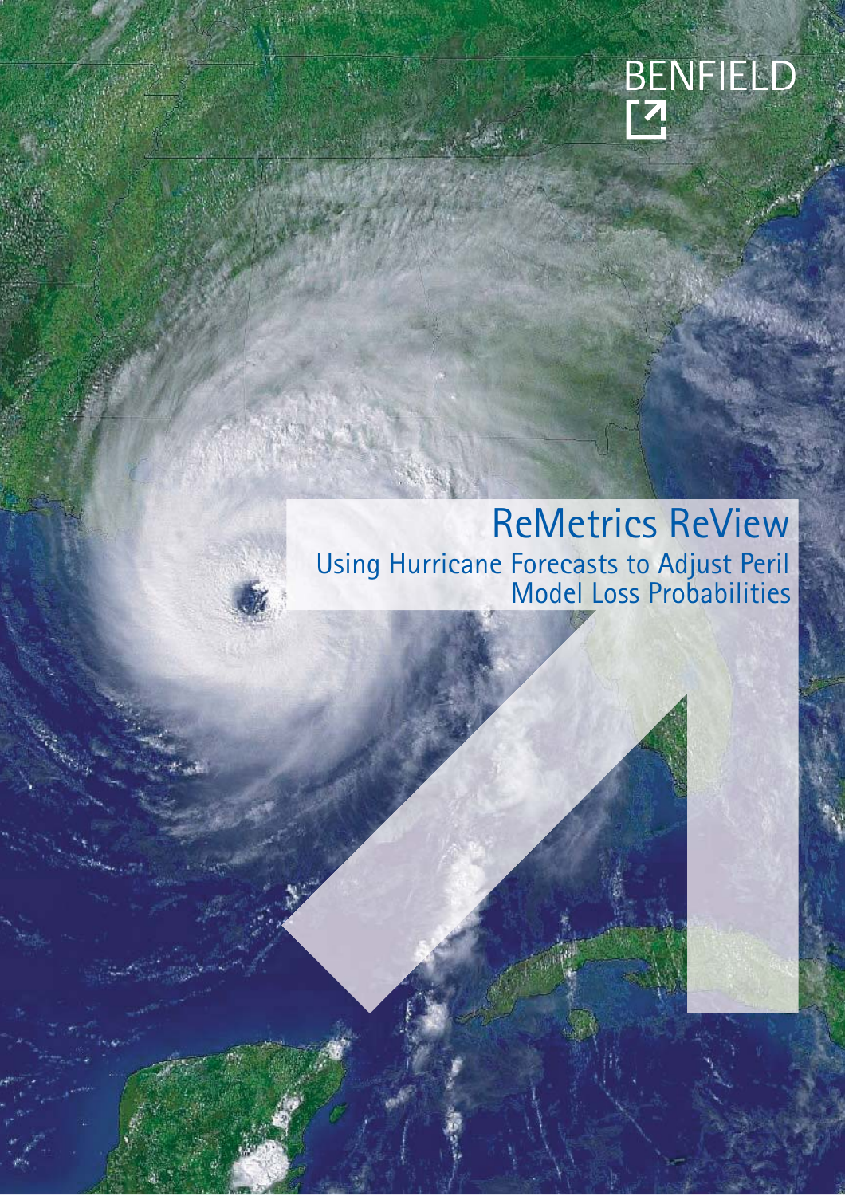BENFIELD

# ReMetrics ReView

## Using Hurricane Forecasts to Adjust Peril Model Loss Probabilities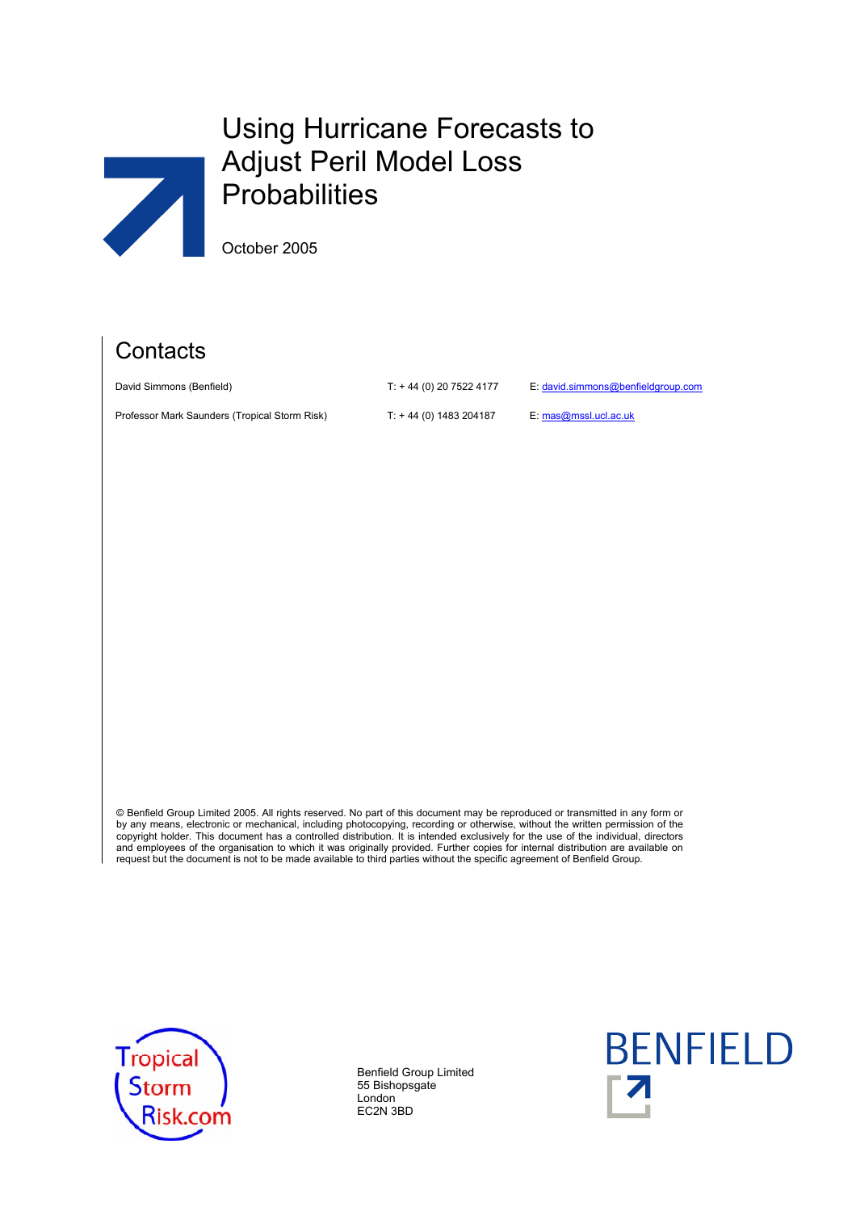# Using Hurricane Forecasts to Adjust Peril Model Loss Probabilities

October 2005

## Contacts

| | | |
|---|---|---|
| David Simmons (Benfield) | T: + 44 (0) 20 7522 4177 | E: david.simmons@benfieldgroup.com |
| Professor Mark Saunders (Tropical Storm Risk) | T: + 44 (0) 1483 204187 | E: mas@mssl.ucl.ac.uk |

© Benfield Group Limited 2005. All rights reserved. No part of this document may be reproduced or transmitted in any form or by any means, electronic or mechanical, including photocopying, recording or otherwise, without the written permission of the copyright holder. This document has a controlled distribution. It is intended exclusively for the use of the individual, directors and employees of the organisation to which it was originally provided. Further copies for internal distribution are available on request but the document is not to be made available to third parties without the specific agreement of Benfield Group.

Tropical Storm Risk.com

Benfield Group Limited
55 Bishopsgate
London
EC2N 3BD

BENFIELD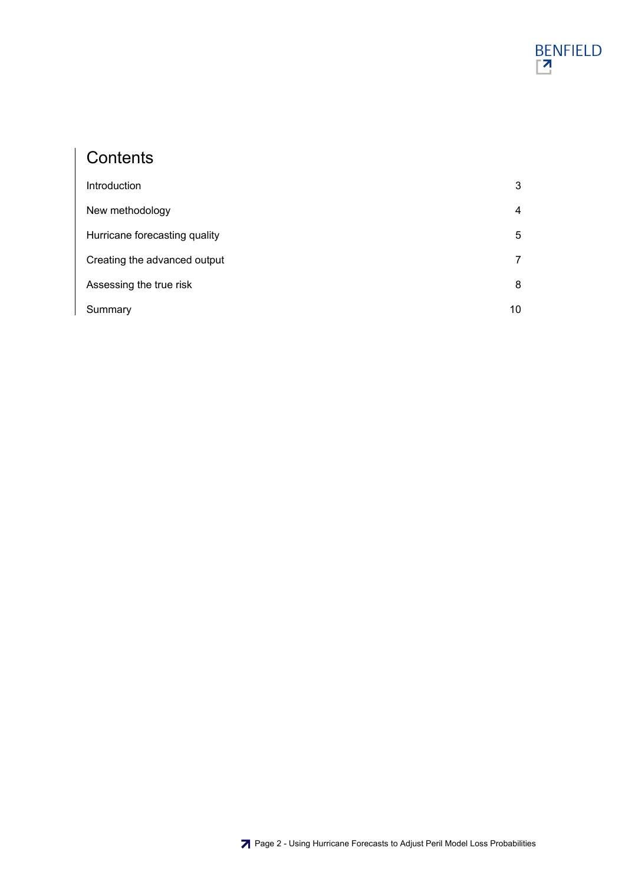# Contents

| | |
|---|---|
| Introduction | 3 |
| New methodology | 4 |
| Hurricane forecasting quality | 5 |
| Creating the advanced output | 7 |
| Assessing the true risk | 8 |
| Summary | 10 |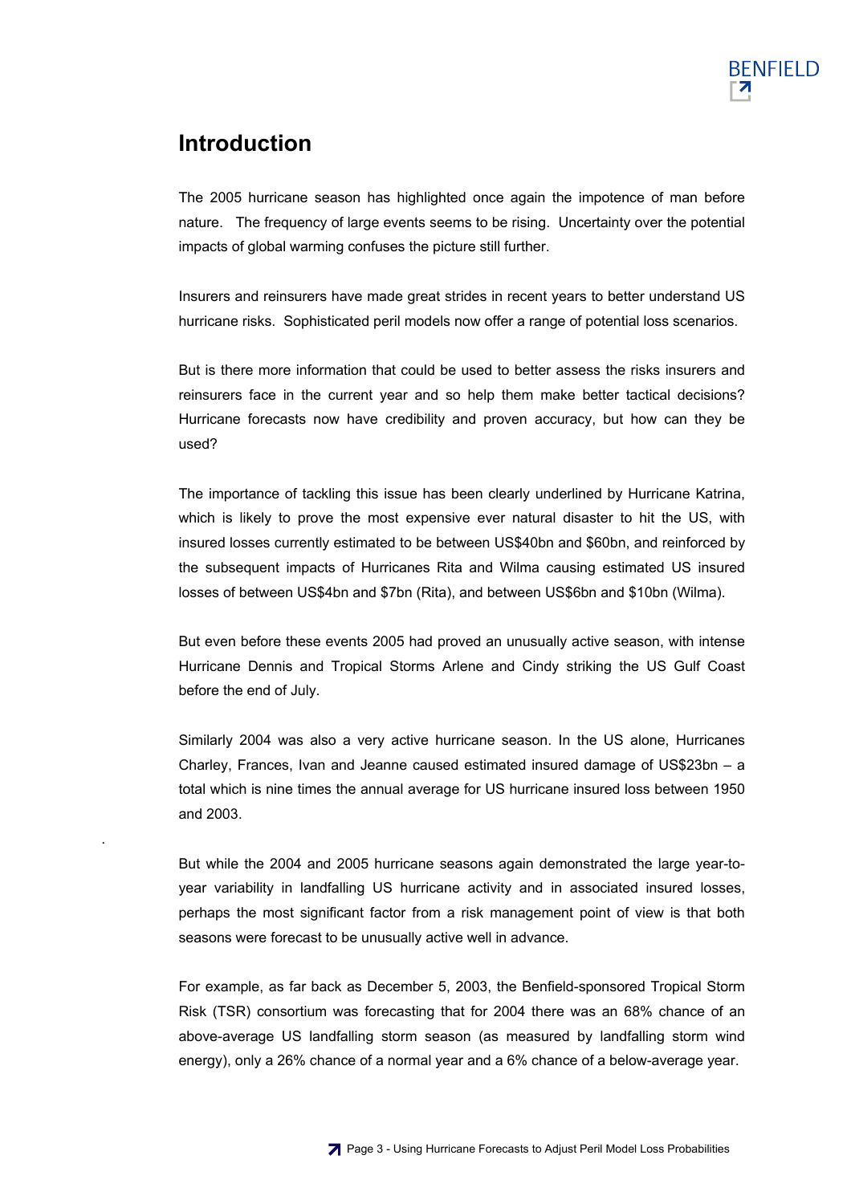# Introduction

The 2005 hurricane season has highlighted once again the impotence of man before nature. The frequency of large events seems to be rising. Uncertainty over the potential impacts of global warming confuses the picture still further.

Insurers and reinsurers have made great strides in recent years to better understand US hurricane risks. Sophisticated peril models now offer a range of potential loss scenarios.

But is there more information that could be used to better assess the risks insurers and reinsurers face in the current year and so help them make better tactical decisions? Hurricane forecasts now have credibility and proven accuracy, but how can they be used?

The importance of tackling this issue has been clearly underlined by Hurricane Katrina, which is likely to prove the most expensive ever natural disaster to hit the US, with insured losses currently estimated to be between US$40bn and $60bn, and reinforced by the subsequent impacts of Hurricanes Rita and Wilma causing estimated US insured losses of between US$4bn and $7bn (Rita), and between US$6bn and $10bn (Wilma).

But even before these events 2005 had proved an unusually active season, with intense Hurricane Dennis and Tropical Storms Arlene and Cindy striking the US Gulf Coast before the end of July.

Similarly 2004 was also a very active hurricane season. In the US alone, Hurricanes Charley, Frances, Ivan and Jeanne caused estimated insured damage of US$23bn – a total which is nine times the annual average for US hurricane insured loss between 1950 and 2003.

But while the 2004 and 2005 hurricane seasons again demonstrated the large year-to-year variability in landfalling US hurricane activity and in associated insured losses, perhaps the most significant factor from a risk management point of view is that both seasons were forecast to be unusually active well in advance.

For example, as far back as December 5, 2003, the Benfield-sponsored Tropical Storm Risk (TSR) consortium was forecasting that for 2004 there was an 68% chance of an above-average US landfalling storm season (as measured by landfalling storm wind energy), only a 26% chance of a normal year and a 6% chance of a below-average year.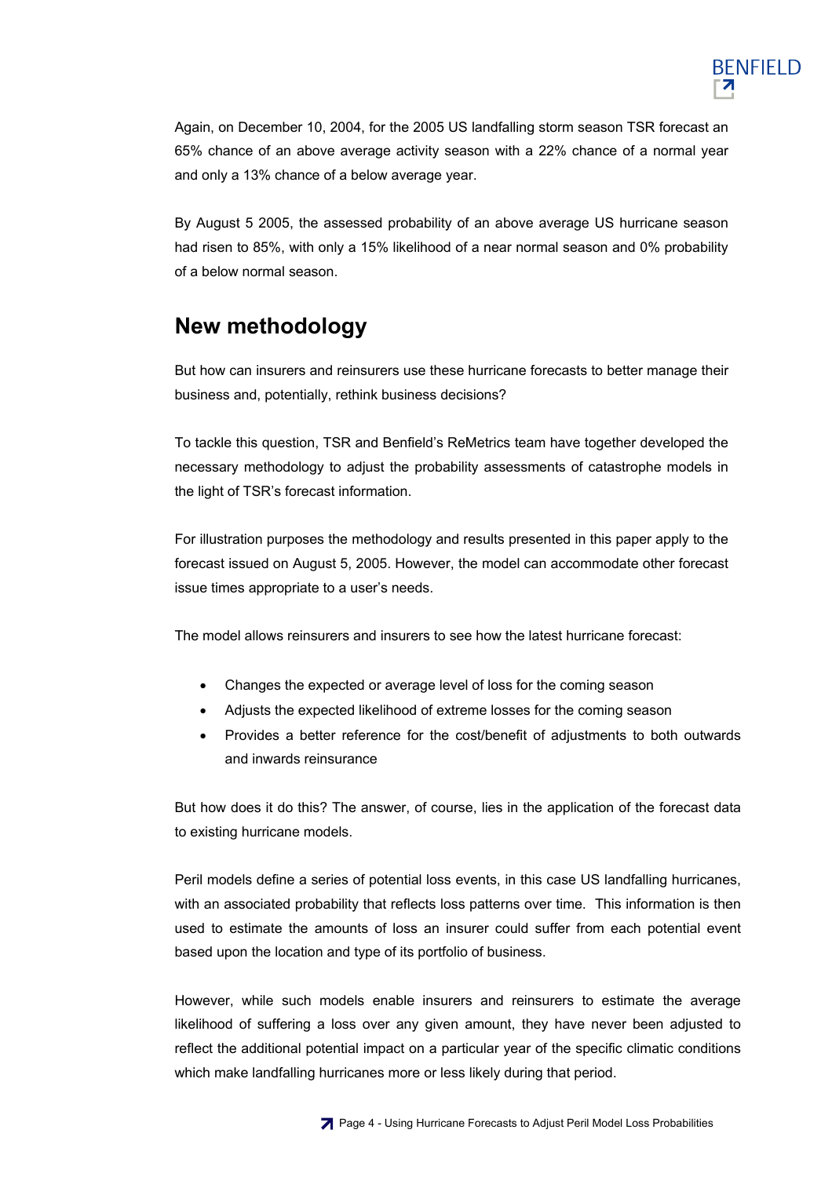Again, on December 10, 2004, for the 2005 US landfalling storm season TSR forecast an 65% chance of an above average activity season with a 22% chance of a normal year and only a 13% chance of a below average year.

By August 5 2005, the assessed probability of an above average US hurricane season had risen to 85%, with only a 15% likelihood of a near normal season and 0% probability of a below normal season.

## New methodology

But how can insurers and reinsurers use these hurricane forecasts to better manage their business and, potentially, rethink business decisions?

To tackle this question, TSR and Benfield's ReMetrics team have together developed the necessary methodology to adjust the probability assessments of catastrophe models in the light of TSR's forecast information.

For illustration purposes the methodology and results presented in this paper apply to the forecast issued on August 5, 2005. However, the model can accommodate other forecast issue times appropriate to a user's needs.

The model allows reinsurers and insurers to see how the latest hurricane forecast:

- Changes the expected or average level of loss for the coming season
- Adjusts the expected likelihood of extreme losses for the coming season
- Provides a better reference for the cost/benefit of adjustments to both outwards and inwards reinsurance

But how does it do this? The answer, of course, lies in the application of the forecast data to existing hurricane models.

Peril models define a series of potential loss events, in this case US landfalling hurricanes, with an associated probability that reflects loss patterns over time. This information is then used to estimate the amounts of loss an insurer could suffer from each potential event based upon the location and type of its portfolio of business.

However, while such models enable insurers and reinsurers to estimate the average likelihood of suffering a loss over any given amount, they have never been adjusted to reflect the additional potential impact on a particular year of the specific climatic conditions which make landfalling hurricanes more or less likely during that period.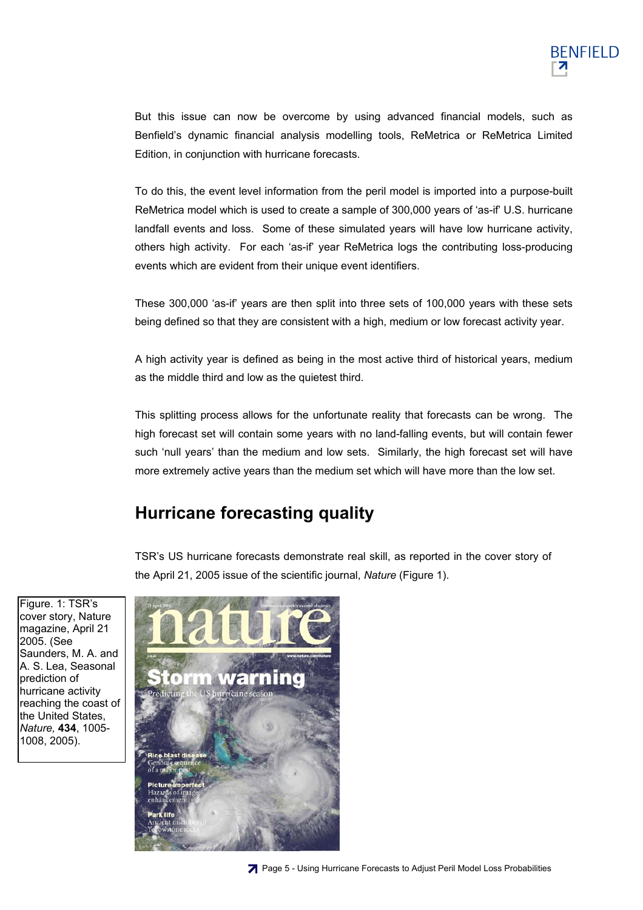But this issue can now be overcome by using advanced financial models, such as Benfield's dynamic financial analysis modelling tools, ReMetrica or ReMetrica Limited Edition, in conjunction with hurricane forecasts.

To do this, the event level information from the peril model is imported into a purpose-built ReMetrica model which is used to create a sample of 300,000 years of 'as-if' U.S. hurricane landfall events and loss. Some of these simulated years will have low hurricane activity, others high activity. For each 'as-if' year ReMetrica logs the contributing loss-producing events which are evident from their unique event identifiers.

These 300,000 'as-if' years are then split into three sets of 100,000 years with these sets being defined so that they are consistent with a high, medium or low forecast activity year.

A high activity year is defined as being in the most active third of historical years, medium as the middle third and low as the quietest third.

This splitting process allows for the unfortunate reality that forecasts can be wrong. The high forecast set will contain some years with no land-falling events, but will contain fewer such 'null years' than the medium and low sets. Similarly, the high forecast set will have more extremely active years than the medium set which will have more than the low set.

## Hurricane forecasting quality

TSR's US hurricane forecasts demonstrate real skill, as reported in the cover story of the April 21, 2005 issue of the scientific journal, *Nature* (Figure 1).

Figure. 1: TSR's cover story, Nature magazine, April 21 2005. (See Saunders, M. A. and A. S. Lea, Seasonal prediction of hurricane activity reaching the coast of the United States, *Nature,* **434**, 1005-1008, 2005).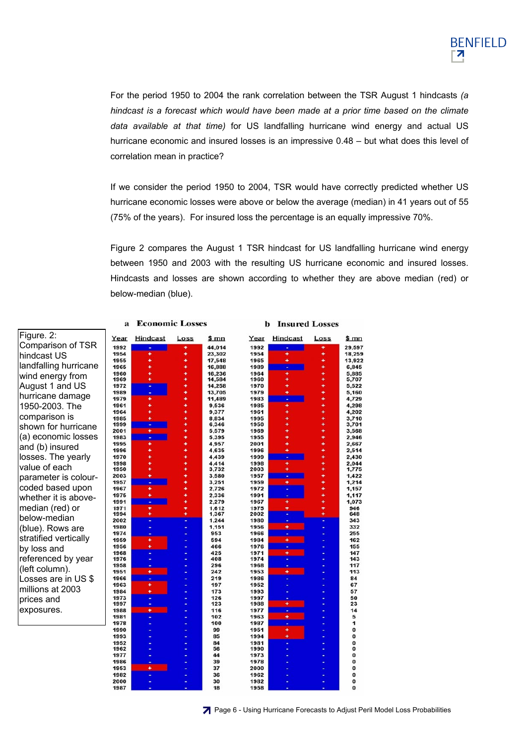For the period 1950 to 2004 the rank correlation between the TSR August 1 hindcasts *(a hindcast is a forecast which would have been made at a prior time based on the climate data available at that time)* for US landfalling hurricane wind energy and actual US hurricane economic and insured losses is an impressive 0.48 – but what does this level of correlation mean in practice?

If we consider the period 1950 to 2004, TSR would have correctly predicted whether US hurricane economic losses were above or below the average (median) in 41 years out of 55 (75% of the years). For insured loss the percentage is an equally impressive 70%.

Figure 2 compares the August 1 TSR hindcast for US landfalling hurricane wind energy between 1950 and 2003 with the resulting US hurricane economic and insured losses. Hindcasts and losses are shown according to whether they are above median (red) or below-median (blue).

**a Economic Losses**

| Year | Hindcast | Loss | $ mn |
|---|---|---|---|
| 1992 | - | + | 44,014 |
| 1954 | + | + | 23,302 |
| 1955 | + | + | 17,548 |
| 1965 | + | + | 16,888 |
| 1960 | + | + | 16,236 |
| 1969 | + | + | 14,584 |
| 1972 | - | + | 14,258 |
| 1989 | - | + | 13,705 |
| 1979 | + | + | 11,489 |
| 1961 | + | + | 9,536 |
| 1964 | + | + | 9,377 |
| 1985 | + | + | 8,834 |
| 1999 | - | + | 6,346 |
| 2001 | + | + | 5,579 |
| 1983 | - | + | 5,395 |
| 1995 | + | + | 4,957 |
| 1996 | + | + | 4,635 |
| 1970 | + | + | 4,439 |
| 1998 | + | + | 4,414 |
| 1950 | + | + | 3,732 |
| 2003 | + | + | 3,580 |
| 1957 | - | + | 3,251 |
| 1967 | + | + | 2,726 |
| 1975 | + | + | 2,336 |
| 1991 | - | + | 2,279 |
| 1971 | + | + | 1,612 |
| 1994 | + | + | 1,367 |
| 2002 | - | - | 1,244 |
| 1980 | - | - | 1,151 |
| 1974 | - | - | 953 |
| 1959 | + | - | 594 |
| 1956 | + | - | 466 |
| 1968 | - | - | 425 |
| 1976 | - | - | 408 |
| 1958 | - | - | 296 |
| 1951 | + | - | 242 |
| 1966 | - | - | 219 |
| 1963 | + | - | 197 |
| 1984 | + | - | 173 |
| 1973 | - | - | 126 |
| 1997 | - | - | 123 |
| 1988 | + | - | 116 |
| 1981 | - | - | 102 |
| 1978 | - | - | 100 |
| 1990 | - | - | 99 |
| 1993 | - | - | 85 |
| 1952 | - | - | 84 |
| 1962 | - | - | 56 |
| 1977 | - | - | 44 |
| 1986 | - | - | 39 |
| 1953 | + | - | 37 |
| 1982 | - | - | 36 |
| 2000 | - | - | 30 |
| 1987 | - | - | 18 |

**b Insured Losses**

| Year | Hindcast | Loss | $ mn |
|---|---|---|---|
| 1992 | - | + | 29,597 |
| 1954 | + | + | 18,259 |
| 1965 | + | + | 13,922 |
| 1989 | - | + | 6,845 |
| 1964 | + | + | 5,885 |
| 1960 | + | + | 5,707 |
| 1970 | + | + | 5,522 |
| 1979 | + | + | 5,160 |
| 1983 | - | + | 4,729 |
| 1985 | + | + | 4,298 |
| 1961 | + | + | 4,202 |
| 1995 | + | + | 3,710 |
| 1950 | + | + | 3,701 |
| 1969 | + | + | 3,568 |
| 1955 | + | + | 2,946 |
| 2001 | + | + | 2,667 |
| 1996 | + | + | 2,514 |
| 1999 | - | + | 2,430 |
| 1998 | + | + | 2,044 |
| 2003 | + | + | 1,775 |
| 1957 | - | + | 1,422 |
| 1959 | + | + | 1,214 |
| 1972 | - | + | 1,157 |
| 1991 | - | + | 1,117 |
| 1967 | + | + | 1,073 |
| 1975 | + | + | 946 |
| 2002 | - | + | 648 |
| 1980 | - | - | 343 |
| 1956 | + | - | 332 |
| 1966 | - | - | 255 |
| 1984 | + | - | 162 |
| 1976 | - | - | 155 |
| 1971 | + | - | 147 |
| 1974 | - | - | 143 |
| 1968 | - | - | 117 |
| 1953 | + | - | 113 |
| 1986 | - | - | 84 |
| 1952 | - | - | 67 |
| 1993 | - | - | 57 |
| 1997 | - | - | 50 |
| 1988 | + | - | 23 |
| 1977 | - | - | 14 |
| 1963 | + | - | 5 |
| 1987 | - | - | 1 |
| 1951 | + | - | 0 |
| 1994 | + | - | 0 |
| 1981 | - | - | 0 |
| 1990 | - | - | 0 |
| 1973 | - | - | 0 |
| 1978 | - | - | 0 |
| 2000 | - | - | 0 |
| 1962 | - | - | 0 |
| 1982 | - | - | 0 |
| 1958 | - | - | 0 |

Figure. 2: Comparison of TSR hindcast US landfalling hurricane wind energy from August 1 and US hurricane damage 1950-2003. The comparison is shown for hurricane (a) economic losses and (b) insured losses. The yearly value of each parameter is colour-coded based upon whether it is above-median (red) or below-median (blue). Rows are stratified vertically by loss and referenced by year (left column). Losses are in US $ millions at 2003 prices and exposures.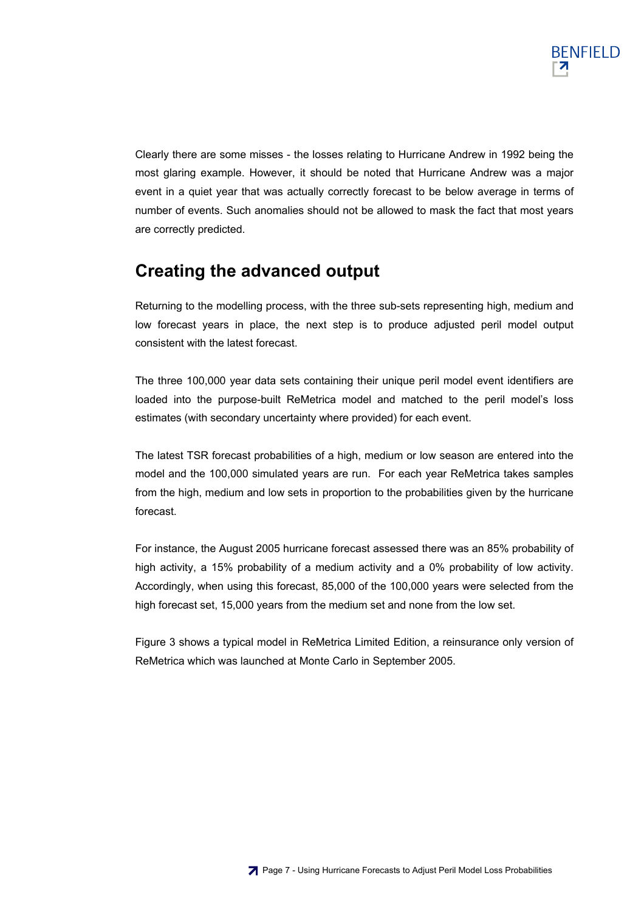Clearly there are some misses - the losses relating to Hurricane Andrew in 1992 being the most glaring example. However, it should be noted that Hurricane Andrew was a major event in a quiet year that was actually correctly forecast to be below average in terms of number of events. Such anomalies should not be allowed to mask the fact that most years are correctly predicted.

## Creating the advanced output

Returning to the modelling process, with the three sub-sets representing high, medium and low forecast years in place, the next step is to produce adjusted peril model output consistent with the latest forecast.

The three 100,000 year data sets containing their unique peril model event identifiers are loaded into the purpose-built ReMetrica model and matched to the peril model's loss estimates (with secondary uncertainty where provided) for each event.

The latest TSR forecast probabilities of a high, medium or low season are entered into the model and the 100,000 simulated years are run. For each year ReMetrica takes samples from the high, medium and low sets in proportion to the probabilities given by the hurricane forecast.

For instance, the August 2005 hurricane forecast assessed there was an 85% probability of high activity, a 15% probability of a medium activity and a 0% probability of low activity. Accordingly, when using this forecast, 85,000 of the 100,000 years were selected from the high forecast set, 15,000 years from the medium set and none from the low set.

Figure 3 shows a typical model in ReMetrica Limited Edition, a reinsurance only version of ReMetrica which was launched at Monte Carlo in September 2005.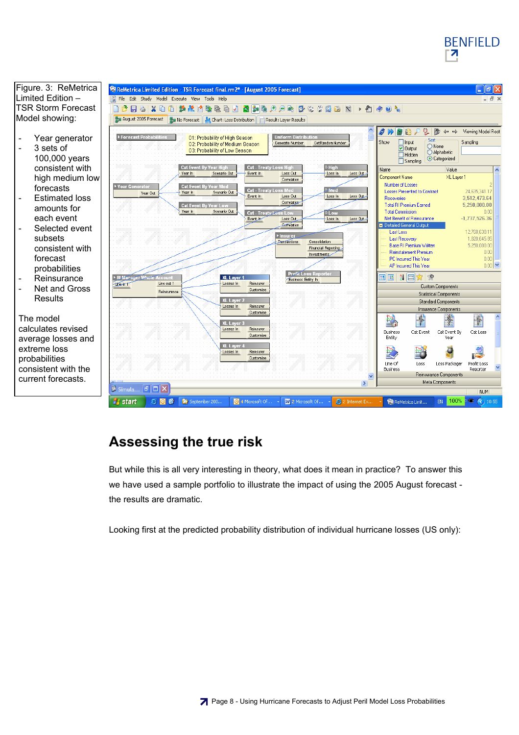Figure. 3: ReMetrica Limited Edition – TSR Storm Forecast Model showing:

- Year generator
- 3 sets of 100,000 years consistent with high medium low forecasts
- Estimated loss amounts for each event
- Selected event subsets consistent with forecast probabilities
- Reinsurance
- Net and Gross Results

The model calculates revised average losses and extreme loss probabilities consistent with the current forecasts.

## Assessing the true risk

But while this is all very interesting in theory, what does it mean in practice? To answer this we have used a sample portfolio to illustrate the impact of using the 2005 August forecast - the results are dramatic.

Looking first at the predicted probability distribution of individual hurricane losses (US only):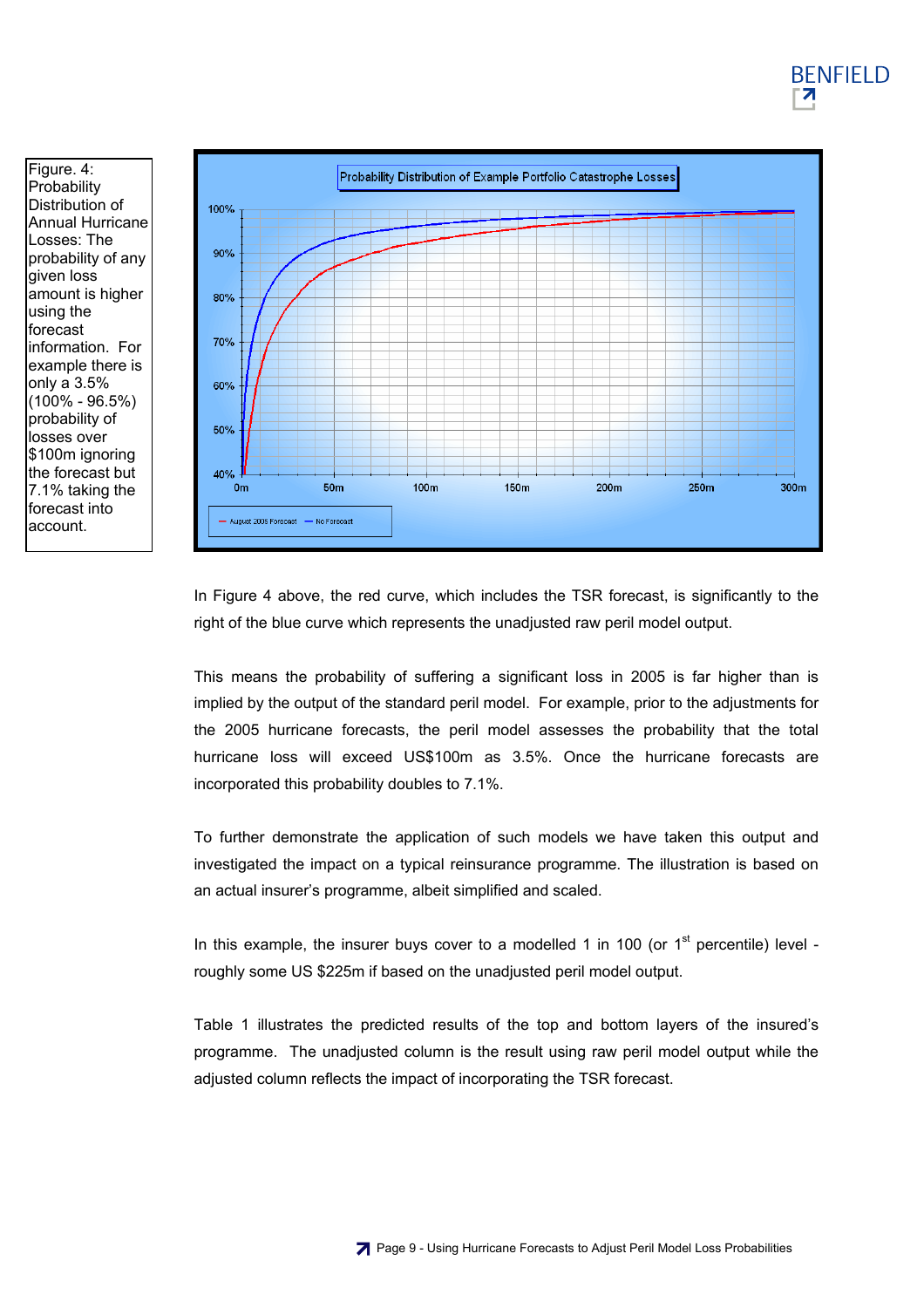Figure. 4: Probability Distribution of Annual Hurricane Losses: The probability of any given loss amount is higher using the forecast information. For example there is only a 3.5% (100% - 96.5%) probability of losses over $100m ignoring the forecast but 7.1% taking the forecast into account.

In Figure 4 above, the red curve, which includes the TSR forecast, is significantly to the right of the blue curve which represents the unadjusted raw peril model output.

This means the probability of suffering a significant loss in 2005 is far higher than is implied by the output of the standard peril model. For example, prior to the adjustments for the 2005 hurricane forecasts, the peril model assesses the probability that the total hurricane loss will exceed US$100m as 3.5%. Once the hurricane forecasts are incorporated this probability doubles to 7.1%.

To further demonstrate the application of such models we have taken this output and investigated the impact on a typical reinsurance programme. The illustration is based on an actual insurer's programme, albeit simplified and scaled.

In this example, the insurer buys cover to a modelled 1 in 100 (or 1st percentile) level - roughly some US $225m if based on the unadjusted peril model output.

Table 1 illustrates the predicted results of the top and bottom layers of the insured's programme. The unadjusted column is the result using raw peril model output while the adjusted column reflects the impact of incorporating the TSR forecast.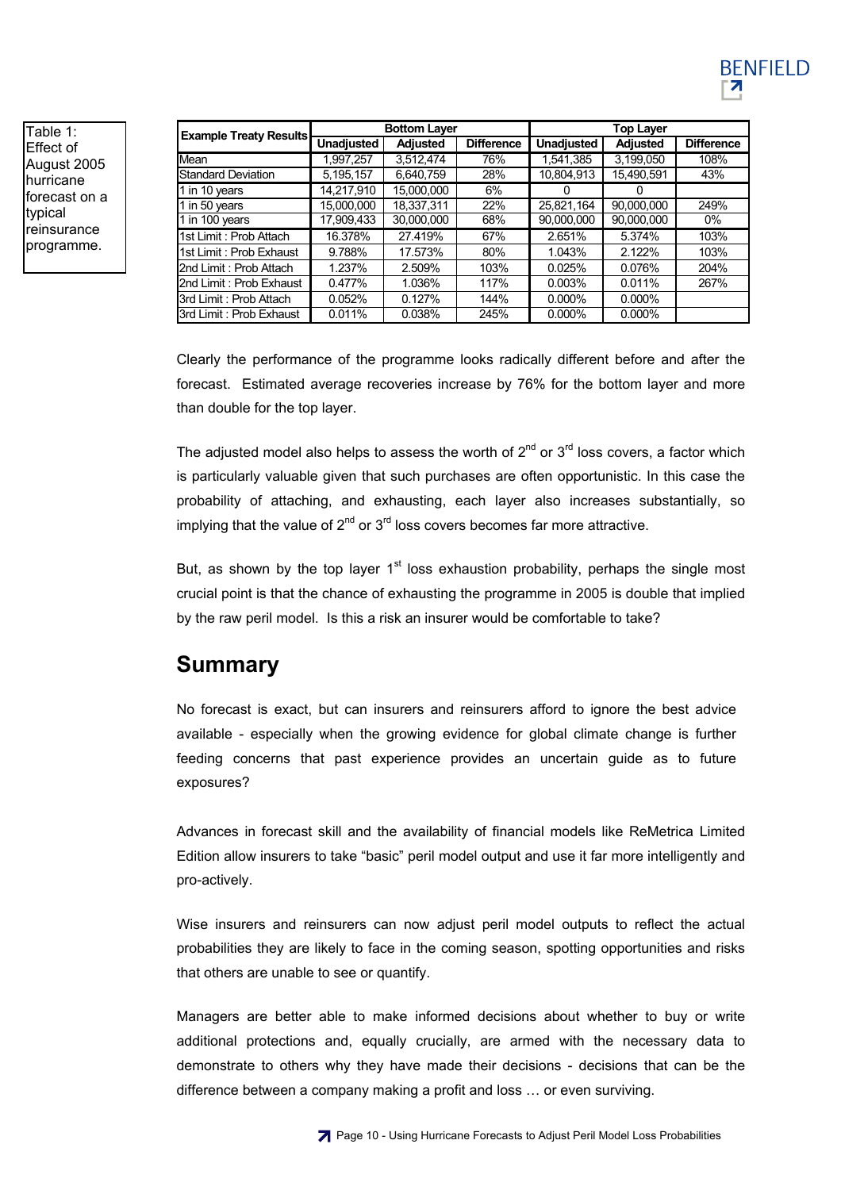Table 1: Effect of August 2005 hurricane forecast on a typical reinsurance programme.

| Example Treaty Results | Bottom Layer | | | Top Layer | | |
|---|---|---|---|---|---|---|
| | Unadjusted | Adjusted | Difference | Unadjusted | Adjusted | Difference |
| Mean | 1,997,257 | 3,512,474 | 76% | 1,541,385 | 3,199,050 | 108% |
| Standard Deviation | 5,195,157 | 6,640,759 | 28% | 10,804,913 | 15,490,591 | 43% |
| 1 in 10 years | 14,217,910 | 15,000,000 | 6% | 0 | 0 | |
| 1 in 50 years | 15,000,000 | 18,337,311 | 22% | 25,821,164 | 90,000,000 | 249% |
| 1 in 100 years | 17,909,433 | 30,000,000 | 68% | 90,000,000 | 90,000,000 | 0% |
| 1st Limit : Prob Attach | 16.378% | 27.419% | 67% | 2.651% | 5.374% | 103% |
| 1st Limit : Prob Exhaust | 9.788% | 17.573% | 80% | 1.043% | 2.122% | 103% |
| 2nd Limit : Prob Attach | 1.237% | 2.509% | 103% | 0.025% | 0.076% | 204% |
| 2nd Limit : Prob Exhaust | 0.477% | 1.036% | 117% | 0.003% | 0.011% | 267% |
| 3rd Limit : Prob Attach | 0.052% | 0.127% | 144% | 0.000% | 0.000% | |
| 3rd Limit : Prob Exhaust | 0.011% | 0.038% | 245% | 0.000% | 0.000% | |

Clearly the performance of the programme looks radically different before and after the forecast. Estimated average recoveries increase by 76% for the bottom layer and more than double for the top layer.

The adjusted model also helps to assess the worth of 2nd or 3rd loss covers, a factor which is particularly valuable given that such purchases are often opportunistic. In this case the probability of attaching, and exhausting, each layer also increases substantially, so implying that the value of 2nd or 3rd loss covers becomes far more attractive.

But, as shown by the top layer 1st loss exhaustion probability, perhaps the single most crucial point is that the chance of exhausting the programme in 2005 is double that implied by the raw peril model. Is this a risk an insurer would be comfortable to take?

## Summary

No forecast is exact, but can insurers and reinsurers afford to ignore the best advice available - especially when the growing evidence for global climate change is further feeding concerns that past experience provides an uncertain guide as to future exposures?

Advances in forecast skill and the availability of financial models like ReMetrica Limited Edition allow insurers to take "basic" peril model output and use it far more intelligently and pro-actively.

Wise insurers and reinsurers can now adjust peril model outputs to reflect the actual probabilities they are likely to face in the coming season, spotting opportunities and risks that others are unable to see or quantify.

Managers are better able to make informed decisions about whether to buy or write additional protections and, equally crucially, are armed with the necessary data to demonstrate to others why they have made their decisions - decisions that can be the difference between a company making a profit and loss … or even surviving.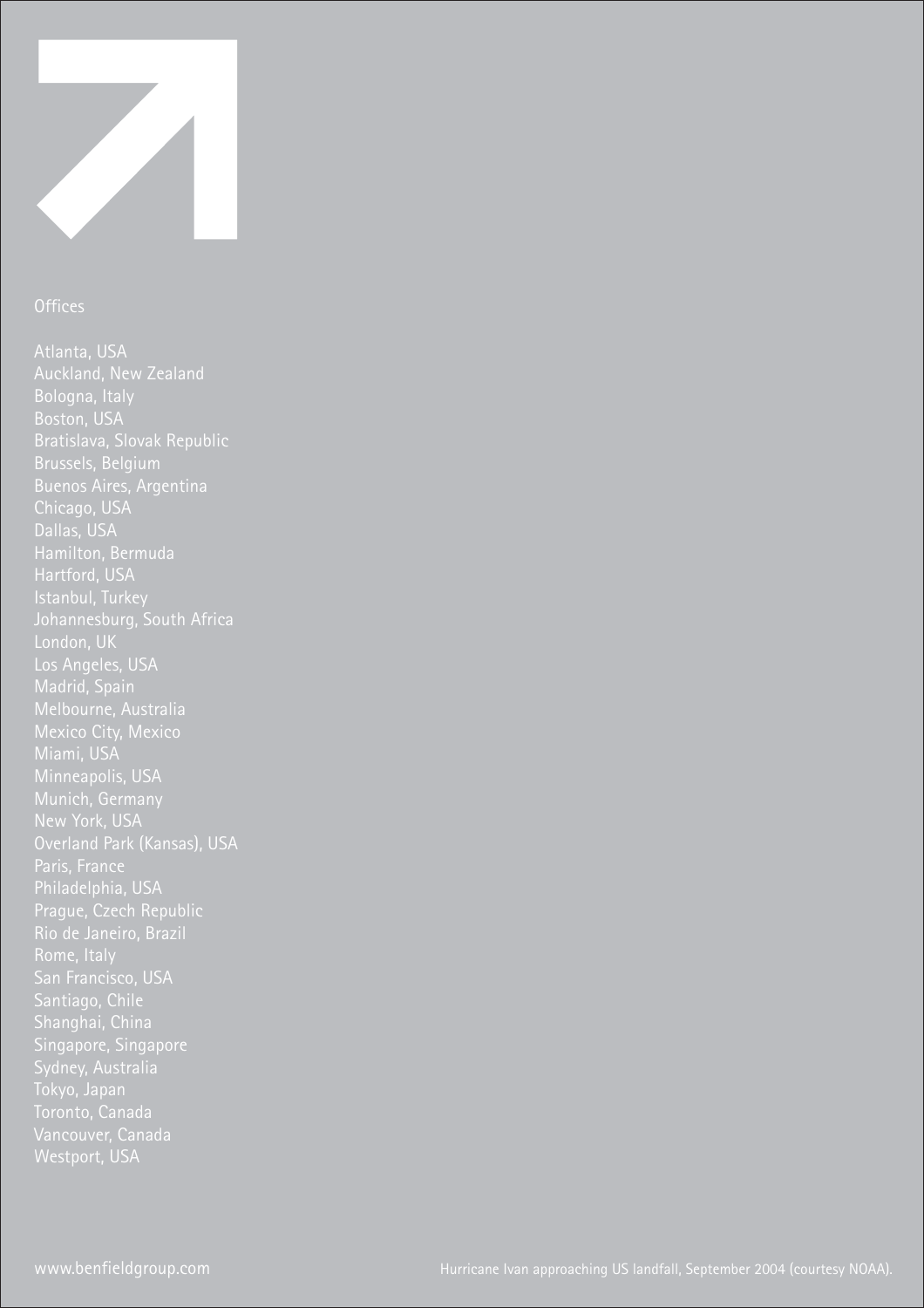Offices

Atlanta, USA
Auckland, New Zealand
Bologna, Italy
Boston, USA
Bratislava, Slovak Republic
Brussels, Belgium
Buenos Aires, Argentina
Chicago, USA
Dallas, USA
Hamilton, Bermuda
Hartford, USA
Istanbul, Turkey
Johannesburg, South Africa
London, UK
Los Angeles, USA
Madrid, Spain
Melbourne, Australia
Mexico City, Mexico
Miami, USA
Minneapolis, USA
Munich, Germany
New York, USA
Overland Park (Kansas), USA
Paris, France
Philadelphia, USA
Prague, Czech Republic
Rio de Janeiro, Brazil
Rome, Italy
San Francisco, USA
Santiago, Chile
Shanghai, China
Singapore, Singapore
Sydney, Australia
Tokyo, Japan
Toronto, Canada
Vancouver, Canada
Westport, USA

www.benfieldgroup.com

Hurricane Ivan approaching US landfall, September 2004 (courtesy NOAA).